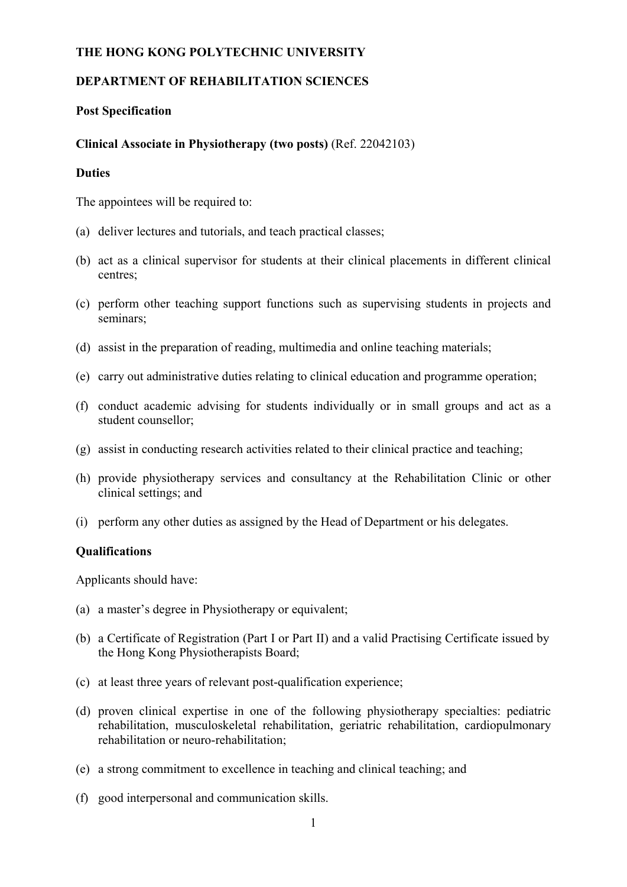**THE HONG KONG POLYTECHNIC UNIVERSITY**

**DEPARTMENT OF REHABILITATION SCIENCES**

**Post Specification**

**Clinical Associate in Physiotherapy (two posts)** (Ref. 22042103)

**Duties**

The appointees will be required to:

(a) deliver lectures and tutorials, and teach practical classes;

(b) act as a clinical supervisor for students at their clinical placements in different clinical centres;

(c) perform other teaching support functions such as supervising students in projects and seminars;

(d) assist in the preparation of reading, multimedia and online teaching materials;

(e) carry out administrative duties relating to clinical education and programme operation;

(f) conduct academic advising for students individually or in small groups and act as a student counsellor;

(g) assist in conducting research activities related to their clinical practice and teaching;

(h) provide physiotherapy services and consultancy at the Rehabilitation Clinic or other clinical settings; and

(i) perform any other duties as assigned by the Head of Department or his delegates.

**Qualifications**

Applicants should have:

(a) a master's degree in Physiotherapy or equivalent;

(b) a Certificate of Registration (Part I or Part II) and a valid Practising Certificate issued by the Hong Kong Physiotherapists Board;

(c) at least three years of relevant post-qualification experience;

(d) proven clinical expertise in one of the following physiotherapy specialties: pediatric rehabilitation, musculoskeletal rehabilitation, geriatric rehabilitation, cardiopulmonary rehabilitation or neuro-rehabilitation;

(e) a strong commitment to excellence in teaching and clinical teaching; and

(f) good interpersonal and communication skills.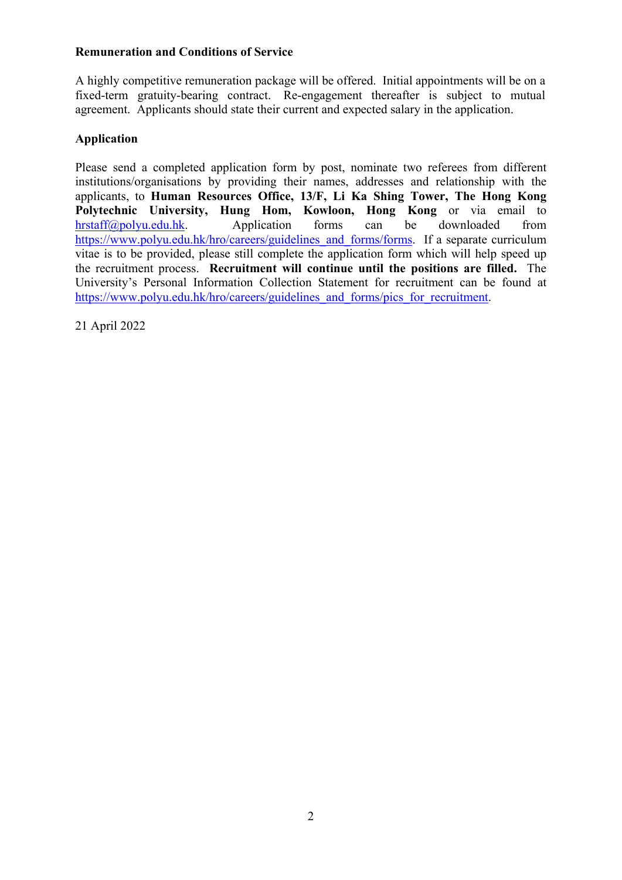**Remuneration and Conditions of Service**

A highly competitive remuneration package will be offered. Initial appointments will be on a fixed-term gratuity-bearing contract. Re-engagement thereafter is subject to mutual agreement. Applicants should state their current and expected salary in the application.

**Application**

Please send a completed application form by post, nominate two referees from different institutions/organisations by providing their names, addresses and relationship with the applicants, to **Human Resources Office, 13/F, Li Ka Shing Tower, The Hong Kong Polytechnic University, Hung Hom, Kowloon, Hong Kong** or via email to hrstaff@polyu.edu.hk. Application forms can be downloaded from https://www.polyu.edu.hk/hro/careers/guidelines_and_forms/forms. If a separate curriculum vitae is to be provided, please still complete the application form which will help speed up the recruitment process. **Recruitment will continue until the positions are filled.** The University's Personal Information Collection Statement for recruitment can be found at https://www.polyu.edu.hk/hro/careers/guidelines_and_forms/pics_for_recruitment.

21 April 2022